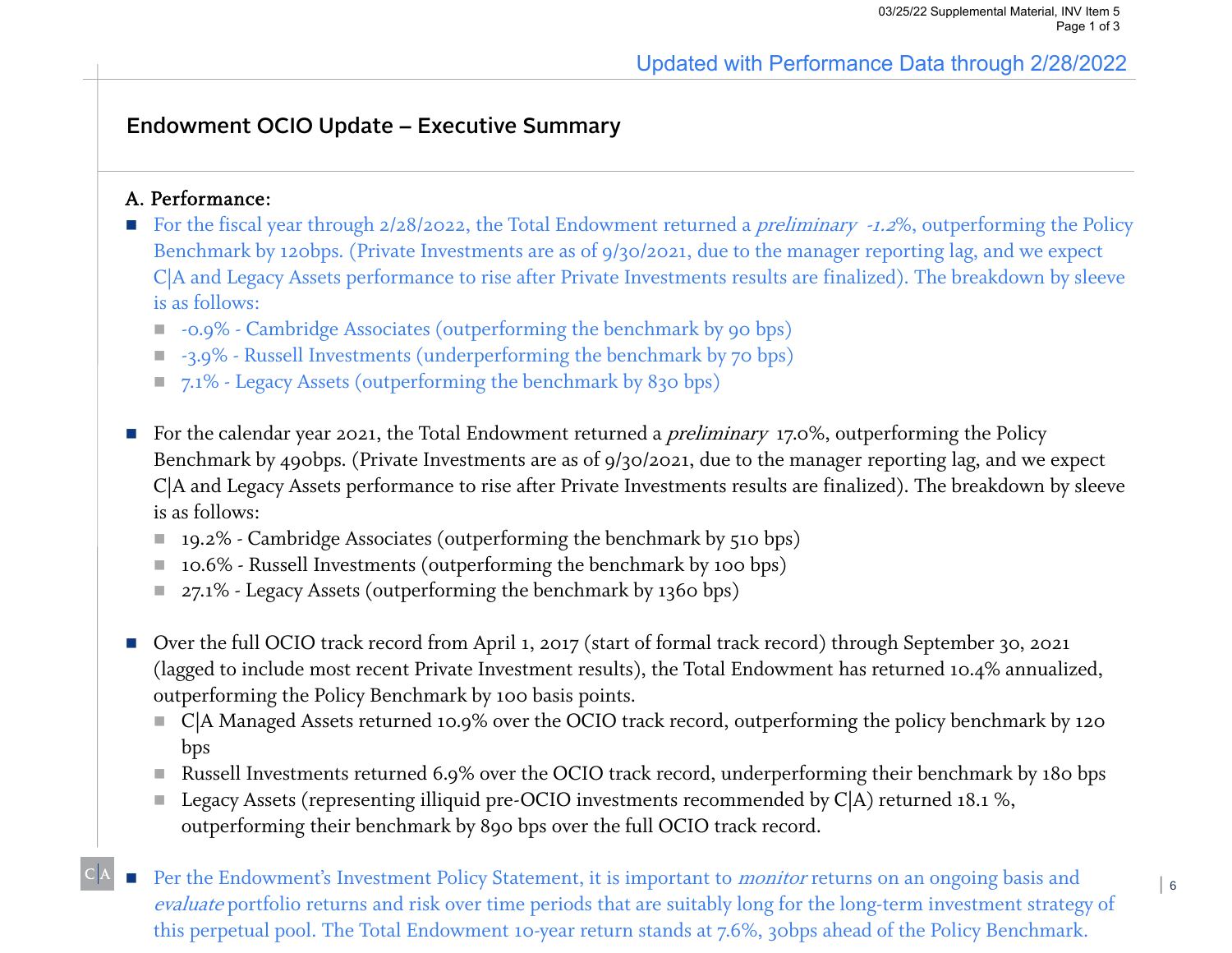Updated with Performance Data through 2/28/2022

## Endowment OCIO Update – Executive Summary

### A. Performance:

- For the fiscal year through 2/28/2022, the Total Endowment returned a *preliminary* -1.2%, outperforming the Policy Benchmark by 120bps. (Private Investments are as of 9/30/2021, due to the manager reporting lag, and we expect C|A and Legacy Assets performance to rise after Private Investments results are finalized). The breakdown by sleeve is as follows:
  - -0.9% - Cambridge Associates (outperforming the benchmark by 90 bps)
  - -3.9% - Russell Investments (underperforming the benchmark by 70 bps)
  - 7.1% - Legacy Assets (outperforming the benchmark by 830 bps)

- For the calendar year 2021, the Total Endowment returned a *preliminary* 17.0%, outperforming the Policy Benchmark by 490bps. (Private Investments are as of 9/30/2021, due to the manager reporting lag, and we expect C|A and Legacy Assets performance to rise after Private Investments results are finalized). The breakdown by sleeve is as follows:
  - 19.2% - Cambridge Associates (outperforming the benchmark by 510 bps)
  - 10.6% - Russell Investments (outperforming the benchmark by 100 bps)
  - 27.1% - Legacy Assets (outperforming the benchmark by 1360 bps)

- Over the full OCIO track record from April 1, 2017 (start of formal track record) through September 30, 2021 (lagged to include most recent Private Investment results), the Total Endowment has returned 10.4% annualized, outperforming the Policy Benchmark by 100 basis points.
  - C|A Managed Assets returned 10.9% over the OCIO track record, outperforming the policy benchmark by 120 bps
  - Russell Investments returned 6.9% over the OCIO track record, underperforming their benchmark by 180 bps
  - Legacy Assets (representing illiquid pre-OCIO investments recommended by C|A) returned 18.1 %, outperforming their benchmark by 890 bps over the full OCIO track record.

- Per the Endowment's Investment Policy Statement, it is important to *monitor* returns on an ongoing basis and *evaluate* portfolio returns and risk over time periods that are suitably long for the long-term investment strategy of this perpetual pool. The Total Endowment 10-year return stands at 7.6%, 30bps ahead of the Policy Benchmark.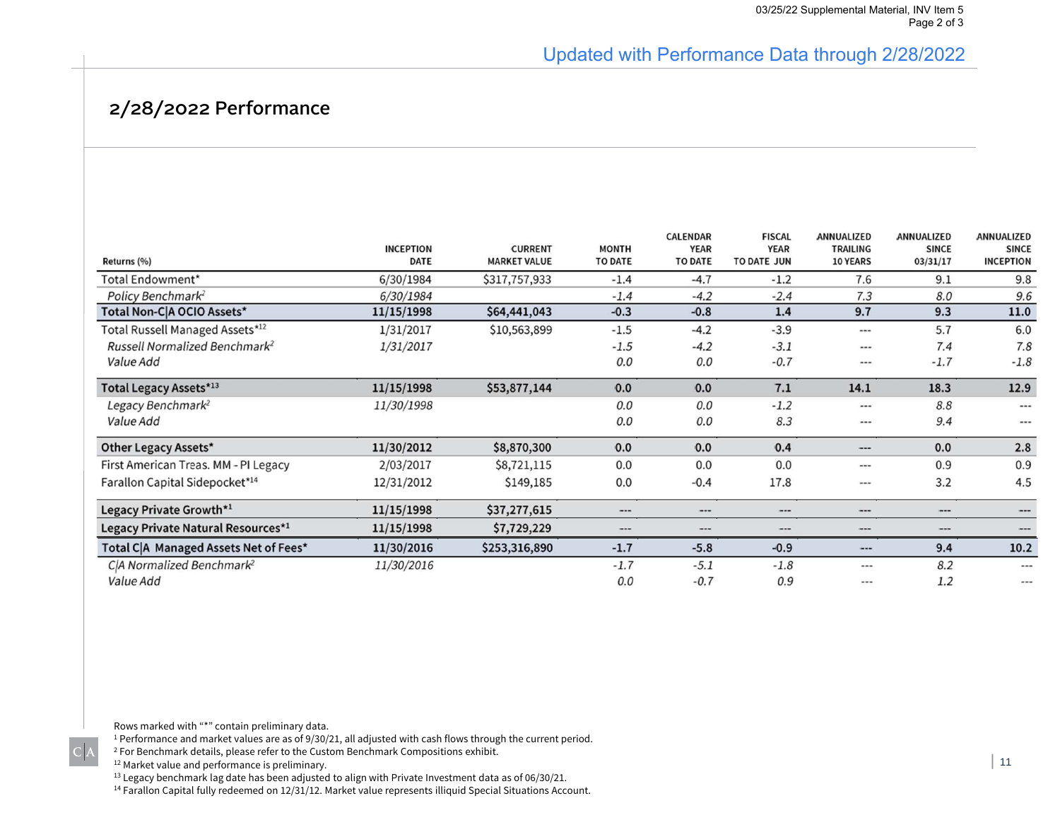Updated with Performance Data through 2/28/2022

## 2/28/2022 Performance

| Returns (%) | INCEPTION DATE | CURRENT MARKET VALUE | MONTH TO DATE | CALENDAR YEAR TO DATE | FISCAL YEAR TO DATE JUN | ANNUALIZED TRAILING 10 YEARS | ANNUALIZED SINCE 03/31/17 | ANNUALIZED SINCE INCEPTION |
|---|---|---|---|---|---|---|---|---|
| Total Endowment* | 6/30/1984 | $317,757,933 | -1.4 | -4.7 | -1.2 | 7.6 | 9.1 | 9.8 |
| *Policy Benchmark[2]* | *6/30/1984* | | *-1.4* | *-4.2* | *-2.4* | *7.3* | *8.0* | *9.6* |
| **Total Non-C\|A OCIO Assets*** | **11/15/1998** | **$64,441,043** | **-0.3** | **-0.8** | **1.4** | **9.7** | **9.3** | **11.0** |
| Total Russell Managed Assets*[12] | 1/31/2017 | $10,563,899 | -1.5 | -4.2 | -3.9 | --- | 5.7 | 6.0 |
| *Russell Normalized Benchmark[2]* | *1/31/2017* | | *-1.5* | *-4.2* | *-3.1* | --- | *7.4* | *7.8* |
| *Value Add* | | | *0.0* | *0.0* | *-0.7* | --- | *-1.7* | *-1.8* |
| **Total Legacy Assets*[13]** | **11/15/1998** | **$53,877,144** | **0.0** | **0.0** | **7.1** | **14.1** | **18.3** | **12.9** |
| *Legacy Benchmark[2]* | *11/30/1998* | | *0.0* | *0.0* | *-1.2* | --- | *8.8* | --- |
| *Value Add* | | | *0.0* | *0.0* | *8.3* | --- | *9.4* | --- |
| **Other Legacy Assets*** | **11/30/2012** | **$8,870,300** | **0.0** | **0.0** | **0.4** | **---** | **0.0** | **2.8** |
| First American Treas. MM - PI Legacy | 2/03/2017 | $8,721,115 | 0.0 | 0.0 | 0.0 | --- | 0.9 | 0.9 |
| Farallon Capital Sidepocket*[14] | 12/31/2012 | $149,185 | 0.0 | -0.4 | 17.8 | --- | 3.2 | 4.5 |
| **Legacy Private Growth*[1]** | **11/15/1998** | **$37,277,615** | **---** | **---** | **---** | **---** | **---** | **---** |
| **Legacy Private Natural Resources*[1]** | **11/15/1998** | **$7,729,229** | **---** | **---** | **---** | **---** | **---** | **---** |
| **Total C\|A Managed Assets Net of Fees*** | **11/30/2016** | **$253,316,890** | **-1.7** | **-5.8** | **-0.9** | **---** | **9.4** | **10.2** |
| *C\|A Normalized Benchmark[2]* | *11/30/2016* | | *-1.7* | *-5.1* | *-1.8* | --- | *8.2* | --- |
| *Value Add* | | | *0.0* | *-0.7* | *0.9* | --- | *1.2* | --- |

Rows marked with "*" contain preliminary data.
[1] Performance and market values are as of 9/30/21, all adjusted with cash flows through the current period.
[2] For Benchmark details, please refer to the Custom Benchmark Compositions exhibit.
[12] Market value and performance is preliminary.
[13] Legacy benchmark lag date has been adjusted to align with Private Investment data as of 06/30/21.
[14] Farallon Capital fully redeemed on 12/31/12. Market value represents illiquid Special Situations Account.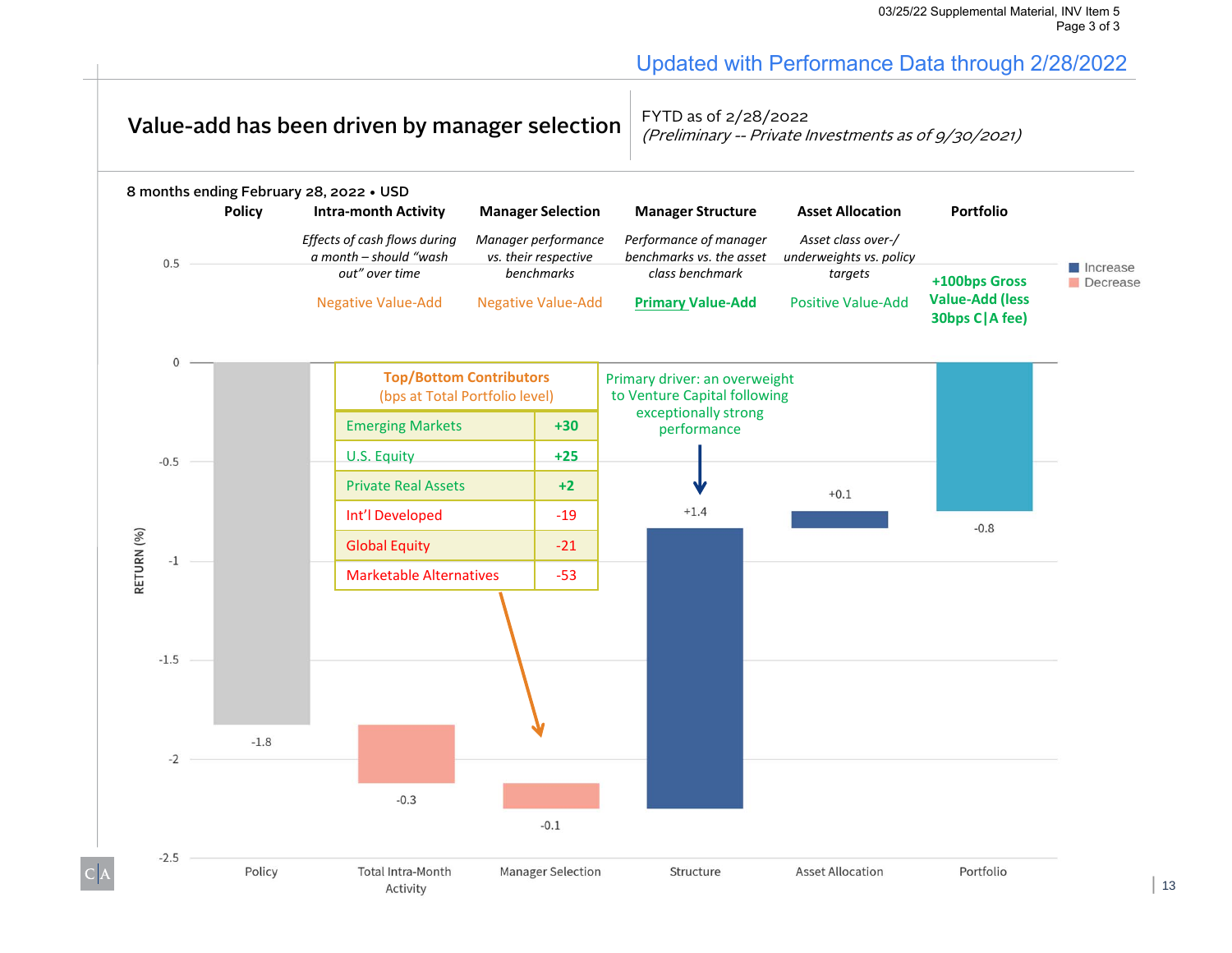Updated with Performance Data through 2/28/2022

## Value-add has been driven by manager selection

FYTD as of 2/28/2022
*(Preliminary -- Private Investments as of 9/30/2021)*

8 months ending February 28, 2022 • USD

**Policy**

**Intra-month Activity**
*Effects of cash flows during a month – should "wash out" over time*
Negative Value-Add

**Manager Selection**
*Manager performance vs. their respective benchmarks*
Negative Value-Add

**Manager Structure**
*Performance of manager benchmarks vs. the asset class benchmark*
**Primary Value-Add**

**Asset Allocation**
*Asset class over-/ underweights vs. policy targets*
Positive Value-Add

**Portfolio**
**+100bps Gross Value-Add (less 30bps C|A fee)**

Increase
Decrease

RETURN (%)

0.5
0
-0.5
-1
-1.5
-2
-2.5

-1.8
-0.3
-0.1
+1.4
+0.1
-0.8

Policy
Total Intra-Month Activity
Manager Selection
Structure
Asset Allocation
Portfolio

| Top/Bottom Contributors (bps at Total Portfolio level) | |
|---|---|
| Emerging Markets | +30 |
| U.S. Equity | +25 |
| Private Real Assets | +2 |
| Int'l Developed | -19 |
| Global Equity | -21 |
| Marketable Alternatives | -53 |

Primary driver: an overweight to Venture Capital following exceptionally strong performance